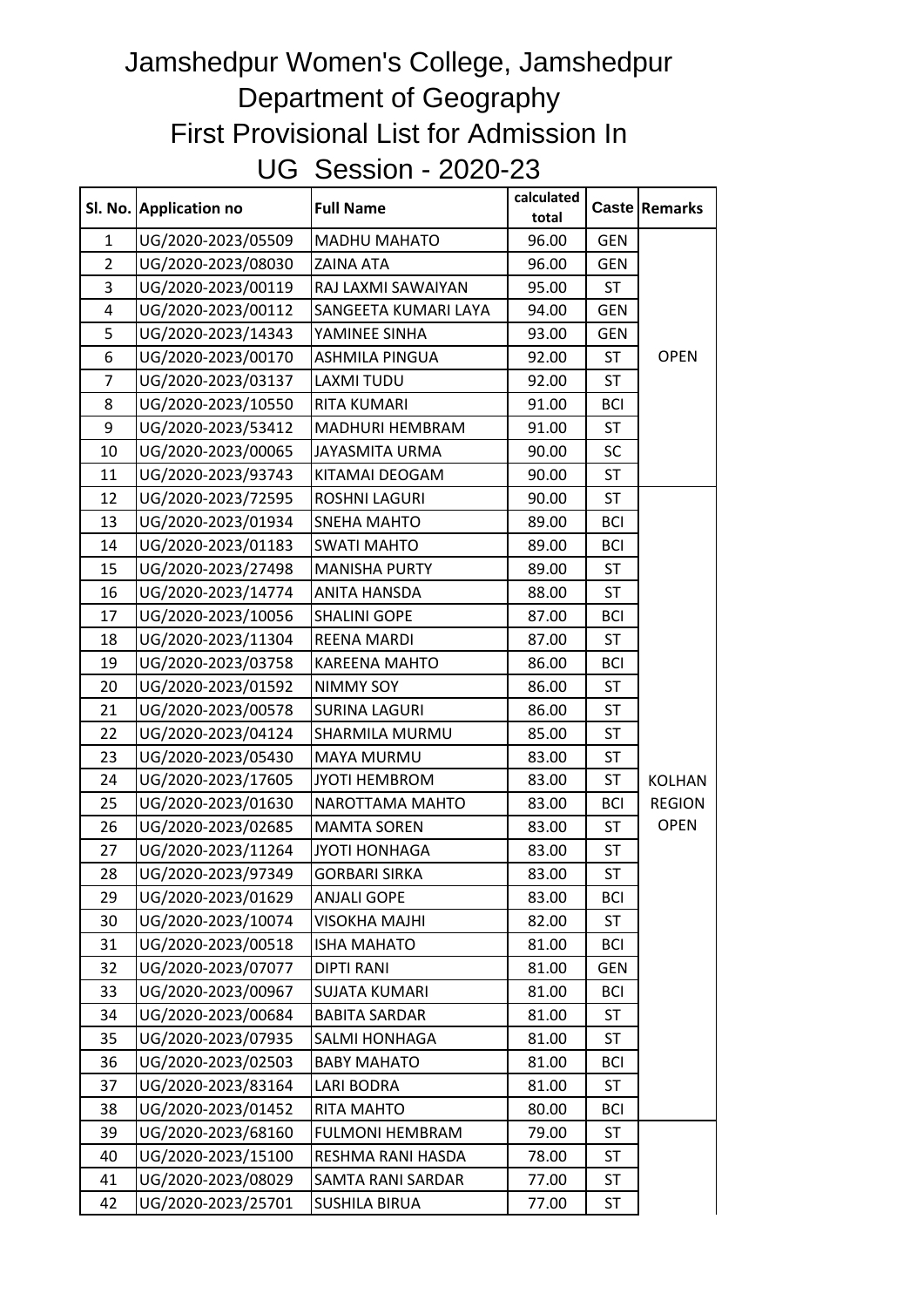# Jamshedpur Women's College, Jamshedpur
## Department of Geography
## First Provisional List for Admission In
## UG Session - 2020-23

| Sl. No. | Application no | Full Name | calculated total | Caste | Remarks |
|---|---|---|---|---|---|
| 1 | UG/2020-2023/05509 | MADHU MAHATO | 96.00 | GEN | OPEN |
| 2 | UG/2020-2023/08030 | ZAINA ATA | 96.00 | GEN | |
| 3 | UG/2020-2023/00119 | RAJ LAXMI SAWAIYAN | 95.00 | ST | |
| 4 | UG/2020-2023/00112 | SANGEETA KUMARI LAYA | 94.00 | GEN | |
| 5 | UG/2020-2023/14343 | YAMINEE SINHA | 93.00 | GEN | |
| 6 | UG/2020-2023/00170 | ASHMILA PINGUA | 92.00 | ST | |
| 7 | UG/2020-2023/03137 | LAXMI TUDU | 92.00 | ST | |
| 8 | UG/2020-2023/10550 | RITA KUMARI | 91.00 | BCI | |
| 9 | UG/2020-2023/53412 | MADHURI HEMBRAM | 91.00 | ST | |
| 10 | UG/2020-2023/00065 | JAYASMITA URMA | 90.00 | SC | |
| 11 | UG/2020-2023/93743 | KITAMAI DEOGAM | 90.00 | ST | |
| 12 | UG/2020-2023/72595 | ROSHNI LAGURI | 90.00 | ST | KOLHAN REGION OPEN |
| 13 | UG/2020-2023/01934 | SNEHA MAHTO | 89.00 | BCI | |
| 14 | UG/2020-2023/01183 | SWATI MAHTO | 89.00 | BCI | |
| 15 | UG/2020-2023/27498 | MANISHA PURTY | 89.00 | ST | |
| 16 | UG/2020-2023/14774 | ANITA HANSDA | 88.00 | ST | |
| 17 | UG/2020-2023/10056 | SHALINI GOPE | 87.00 | BCI | |
| 18 | UG/2020-2023/11304 | REENA MARDI | 87.00 | ST | |
| 19 | UG/2020-2023/03758 | KAREENA MAHTO | 86.00 | BCI | |
| 20 | UG/2020-2023/01592 | NIMMY SOY | 86.00 | ST | |
| 21 | UG/2020-2023/00578 | SURINA LAGURI | 86.00 | ST | |
| 22 | UG/2020-2023/04124 | SHARMILA MURMU | 85.00 | ST | |
| 23 | UG/2020-2023/05430 | MAYA MURMU | 83.00 | ST | |
| 24 | UG/2020-2023/17605 | JYOTI HEMBROM | 83.00 | ST | |
| 25 | UG/2020-2023/01630 | NAROTTAMA MAHTO | 83.00 | BCI | |
| 26 | UG/2020-2023/02685 | MAMTA SOREN | 83.00 | ST | |
| 27 | UG/2020-2023/11264 | JYOTI HONHAGA | 83.00 | ST | |
| 28 | UG/2020-2023/97349 | GORBARI SIRKA | 83.00 | ST | |
| 29 | UG/2020-2023/01629 | ANJALI GOPE | 83.00 | BCI | |
| 30 | UG/2020-2023/10074 | VISOKHA MAJHI | 82.00 | ST | |
| 31 | UG/2020-2023/00518 | ISHA MAHATO | 81.00 | BCI | |
| 32 | UG/2020-2023/07077 | DIPTI RANI | 81.00 | GEN | |
| 33 | UG/2020-2023/00967 | SUJATA KUMARI | 81.00 | BCI | |
| 34 | UG/2020-2023/00684 | BABITA SARDAR | 81.00 | ST | |
| 35 | UG/2020-2023/07935 | SALMI HONHAGA | 81.00 | ST | |
| 36 | UG/2020-2023/02503 | BABY MAHATO | 81.00 | BCI | |
| 37 | UG/2020-2023/83164 | LARI BODRA | 81.00 | ST | |
| 38 | UG/2020-2023/01452 | RITA MAHTO | 80.00 | BCI | |
| 39 | UG/2020-2023/68160 | FULMONI HEMBRAM | 79.00 | ST | |
| 40 | UG/2020-2023/15100 | RESHMA RANI HASDA | 78.00 | ST | |
| 41 | UG/2020-2023/08029 | SAMTA RANI SARDAR | 77.00 | ST | |
| 42 | UG/2020-2023/25701 | SUSHILA BIRUA | 77.00 | ST | |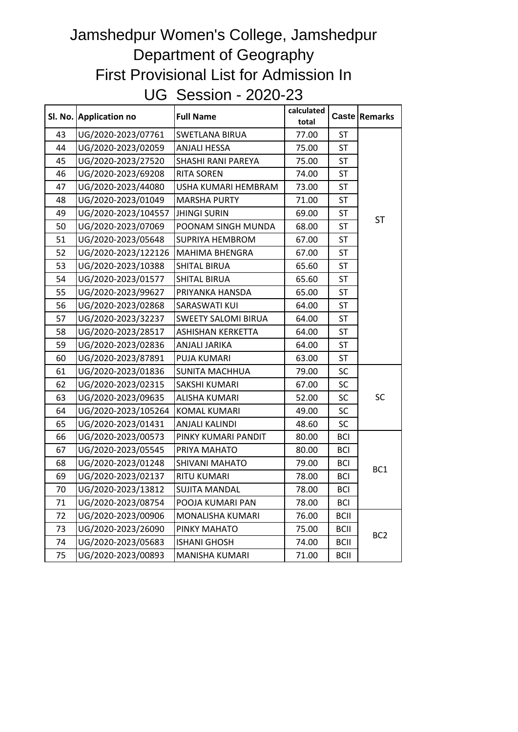# Jamshedpur Women's College, Jamshedpur
## Department of Geography
## First Provisional List for Admission In
## UG Session - 2020-23

| Sl. No. | Application no | Full Name | calculated total | Caste | Remarks |
|---|---|---|---|---|---|
| 43 | UG/2020-2023/07761 | SWETLANA BIRUA | 77.00 | ST | ST |
| 44 | UG/2020-2023/02059 | ANJALI HESSA | 75.00 | ST | |
| 45 | UG/2020-2023/27520 | SHASHI RANI PAREYA | 75.00 | ST | |
| 46 | UG/2020-2023/69208 | RITA SOREN | 74.00 | ST | |
| 47 | UG/2020-2023/44080 | USHA KUMARI HEMBRAM | 73.00 | ST | |
| 48 | UG/2020-2023/01049 | MARSHA PURTY | 71.00 | ST | |
| 49 | UG/2020-2023/104557 | JHINGI SURIN | 69.00 | ST | |
| 50 | UG/2020-2023/07069 | POONAM SINGH MUNDA | 68.00 | ST | |
| 51 | UG/2020-2023/05648 | SUPRIYA HEMBROM | 67.00 | ST | |
| 52 | UG/2020-2023/122126 | MAHIMA BHENGRA | 67.00 | ST | |
| 53 | UG/2020-2023/10388 | SHITAL BIRUA | 65.60 | ST | |
| 54 | UG/2020-2023/01577 | SHITAL BIRUA | 65.60 | ST | |
| 55 | UG/2020-2023/99627 | PRIYANKA HANSDA | 65.00 | ST | |
| 56 | UG/2020-2023/02868 | SARASWATI KUI | 64.00 | ST | |
| 57 | UG/2020-2023/32237 | SWEETY SALOMI BIRUA | 64.00 | ST | |
| 58 | UG/2020-2023/28517 | ASHISHAN KERKETTA | 64.00 | ST | |
| 59 | UG/2020-2023/02836 | ANJALI JARIKA | 64.00 | ST | |
| 60 | UG/2020-2023/87891 | PUJA KUMARI | 63.00 | ST | |
| 61 | UG/2020-2023/01836 | SUNITA MACHHUA | 79.00 | SC | SC |
| 62 | UG/2020-2023/02315 | SAKSHI KUMARI | 67.00 | SC | |
| 63 | UG/2020-2023/09635 | ALISHA KUMARI | 52.00 | SC | |
| 64 | UG/2020-2023/105264 | KOMAL KUMARI | 49.00 | SC | |
| 65 | UG/2020-2023/01431 | ANJALI KALINDI | 48.60 | SC | |
| 66 | UG/2020-2023/00573 | PINKY KUMARI PANDIT | 80.00 | BCI | BC1 |
| 67 | UG/2020-2023/05545 | PRIYA MAHATO | 80.00 | BCI | |
| 68 | UG/2020-2023/01248 | SHIVANI MAHATO | 79.00 | BCI | |
| 69 | UG/2020-2023/02137 | RITU KUMARI | 78.00 | BCI | |
| 70 | UG/2020-2023/13812 | SUJITA MANDAL | 78.00 | BCI | |
| 71 | UG/2020-2023/08754 | POOJA KUMARI PAN | 78.00 | BCI | |
| 72 | UG/2020-2023/00906 | MONALISHA KUMARI | 76.00 | BCII | BC2 |
| 73 | UG/2020-2023/26090 | PINKY MAHATO | 75.00 | BCII | |
| 74 | UG/2020-2023/05683 | ISHANI GHOSH | 74.00 | BCII | |
| 75 | UG/2020-2023/00893 | MANISHA KUMARI | 71.00 | BCII | |